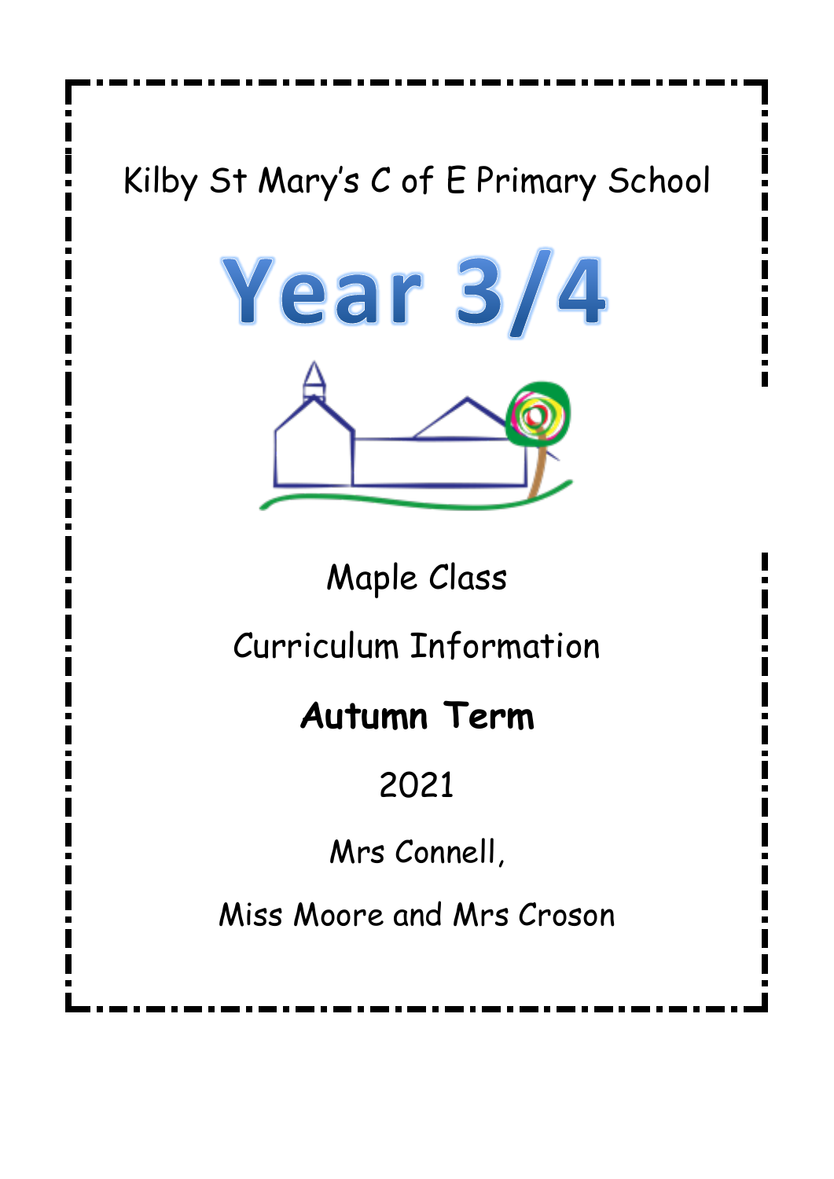Kilby St Mary's C of E Primary School

# Year 3/4

Maple Class

Curriculum Information

**Autumn Term**

2021

Mrs Connell,

Miss Moore and Mrs Croson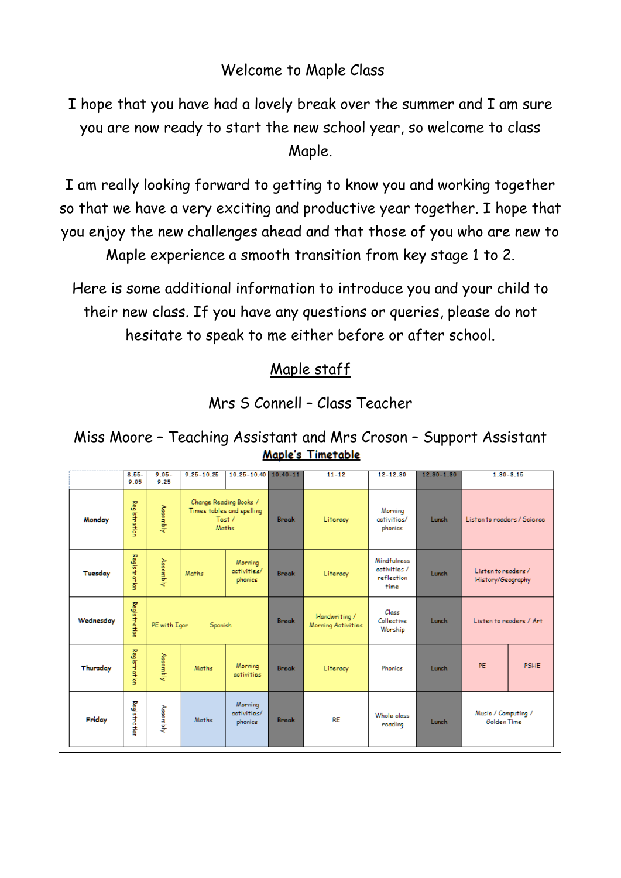Welcome to Maple Class

I hope that you have had a lovely break over the summer and I am sure you are now ready to start the new school year, so welcome to class Maple.

I am really looking forward to getting to know you and working together so that we have a very exciting and productive year together. I hope that you enjoy the new challenges ahead and that those of you who are new to Maple experience a smooth transition from key stage 1 to 2.

Here is some additional information to introduce you and your child to their new class. If you have any questions or queries, please do not hesitate to speak to me either before or after school.

## Maple staff

Mrs S Connell – Class Teacher

Miss Moore – Teaching Assistant and Mrs Croson – Support Assistant

## Maple's Timetable

| | 8.55-9.05 | 9.05-9.25 | 9.25-10.25 | 10.25-10.40 | 10.40-11 | 11-12 | 12-12.30 | 12.30-1.30 | 1.30-3.15 | |
|---|---|---|---|---|---|---|---|---|---|---|
| **Monday** | Registration | Assembly | Change Reading Books / Times tables and spelling Test / Maths | | Break | Literacy | Morning activities/ phonics | Lunch | Listen to readers / Science | |
| **Tuesday** | Registration | Assembly | Maths | Morning activities/ phonics | Break | Literacy | Mindfulness activities / reflection time | Lunch | Listen to readers / History/Geography | |
| **Wednesday** | Registration | PE with Igor | Spanish | | Break | Handwriting / Morning Activities | Class Collective Worship | Lunch | Listen to readers / Art | |
| **Thursday** | Registration | Assembly | Maths | Morning activities | Break | Literacy | Phonics | Lunch | PE | PSHE |
| **Friday** | Registration | Assembly | Maths | Morning activities/ phonics | Break | RE | Whole class reading | Lunch | Music / Computing / Golden Time | |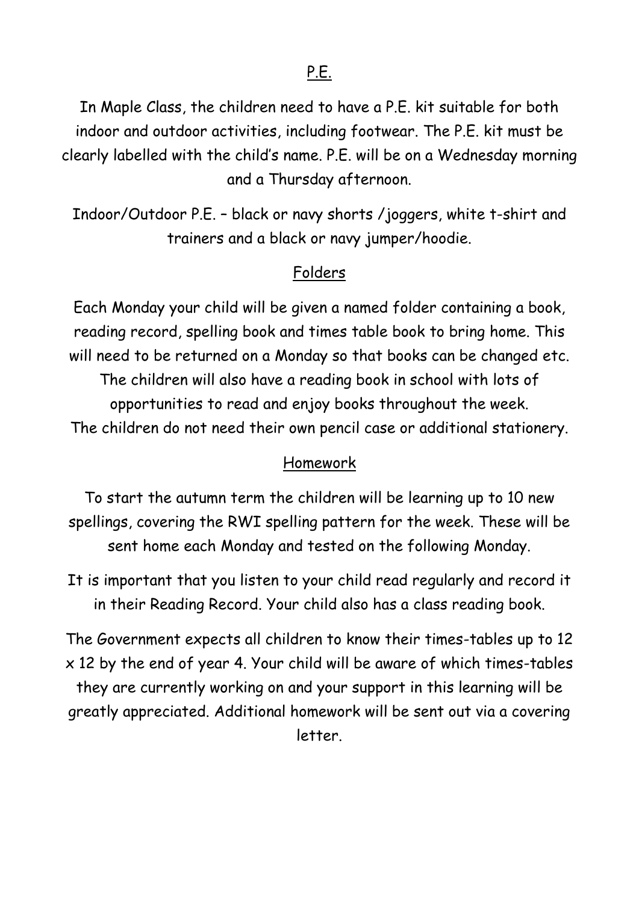## P.E.

In Maple Class, the children need to have a P.E. kit suitable for both indoor and outdoor activities, including footwear. The P.E. kit must be clearly labelled with the child's name. P.E. will be on a Wednesday morning and a Thursday afternoon.

Indoor/Outdoor P.E. – black or navy shorts /joggers, white t-shirt and trainers and a black or navy jumper/hoodie.

## Folders

Each Monday your child will be given a named folder containing a book, reading record, spelling book and times table book to bring home. This will need to be returned on a Monday so that books can be changed etc. The children will also have a reading book in school with lots of opportunities to read and enjoy books throughout the week.
The children do not need their own pencil case or additional stationery.

## Homework

To start the autumn term the children will be learning up to 10 new spellings, covering the RWI spelling pattern for the week. These will be sent home each Monday and tested on the following Monday.

It is important that you listen to your child read regularly and record it in their Reading Record. Your child also has a class reading book.

The Government expects all children to know their times-tables up to 12 x 12 by the end of year 4. Your child will be aware of which times-tables they are currently working on and your support in this learning will be greatly appreciated. Additional homework will be sent out via a covering letter.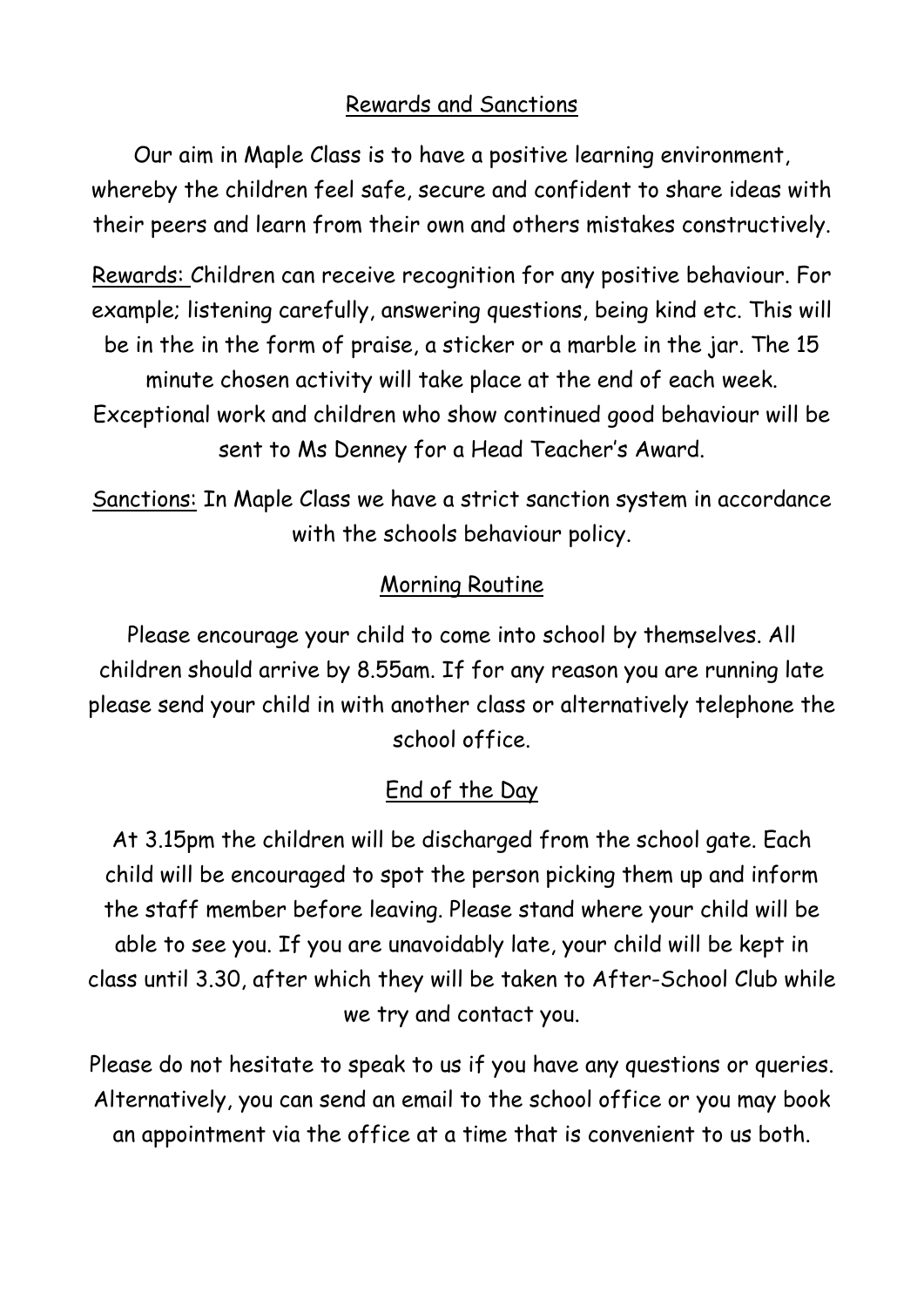## Rewards and Sanctions

Our aim in Maple Class is to have a positive learning environment, whereby the children feel safe, secure and confident to share ideas with their peers and learn from their own and others mistakes constructively.

Rewards: Children can receive recognition for any positive behaviour. For example; listening carefully, answering questions, being kind etc. This will be in the in the form of praise, a sticker or a marble in the jar. The 15 minute chosen activity will take place at the end of each week. Exceptional work and children who show continued good behaviour will be sent to Ms Denney for a Head Teacher's Award.

Sanctions: In Maple Class we have a strict sanction system in accordance with the schools behaviour policy.

## Morning Routine

Please encourage your child to come into school by themselves. All children should arrive by 8.55am. If for any reason you are running late please send your child in with another class or alternatively telephone the school office.

## End of the Day

At 3.15pm the children will be discharged from the school gate. Each child will be encouraged to spot the person picking them up and inform the staff member before leaving. Please stand where your child will be able to see you. If you are unavoidably late, your child will be kept in class until 3.30, after which they will be taken to After-School Club while we try and contact you.

Please do not hesitate to speak to us if you have any questions or queries. Alternatively, you can send an email to the school office or you may book an appointment via the office at a time that is convenient to us both.